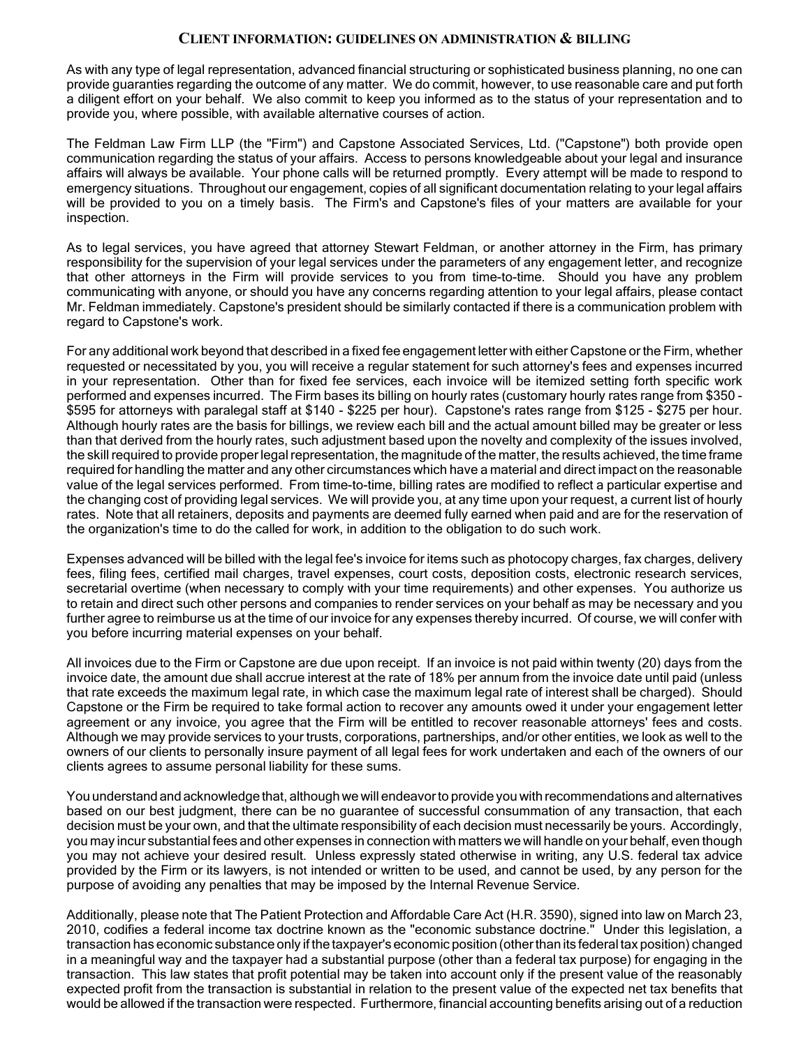# CLIENT INFORMATION: GUIDELINES ON ADMINISTRATION & BILLING

As with any type of legal representation, advanced financial structuring or sophisticated business planning, no one can provide guaranties regarding the outcome of any matter. We do commit, however, to use reasonable care and put forth a diligent effort on your behalf. We also commit to keep you informed as to the status of your representation and to provide you, where possible, with available alternative courses of action.

The Feldman Law Firm LLP (the "Firm") and Capstone Associated Services, Ltd. ("Capstone") both provide open communication regarding the status of your affairs. Access to persons knowledgeable about your legal and insurance affairs will always be available. Your phone calls will be returned promptly. Every attempt will be made to respond to emergency situations. Throughout our engagement, copies of all significant documentation relating to your legal affairs will be provided to you on a timely basis. The Firm's and Capstone's files of your matters are available for your inspection.

As to legal services, you have agreed that attorney Stewart Feldman, or another attorney in the Firm, has primary responsibility for the supervision of your legal services under the parameters of any engagement letter, and recognize that other attorneys in the Firm will provide services to you from time-to-time. Should you have any problem communicating with anyone, or should you have any concerns regarding attention to your legal affairs, please contact Mr. Feldman immediately. Capstone's president should be similarly contacted if there is a communication problem with regard to Capstone's work.

For any additional work beyond that described in a fixed fee engagement letter with either Capstone or the Firm, whether requested or necessitated by you, you will receive a regular statement for such attorney's fees and expenses incurred in your representation. Other than for fixed fee services, each invoice will be itemized setting forth specific work performed and expenses incurred. The Firm bases its billing on hourly rates (customary hourly rates range from $350 - $595 for attorneys with paralegal staff at $140 - $225 per hour). Capstone's rates range from $125 - $275 per hour. Although hourly rates are the basis for billings, we review each bill and the actual amount billed may be greater or less than that derived from the hourly rates, such adjustment based upon the novelty and complexity of the issues involved, the skill required to provide proper legal representation, the magnitude of the matter, the results achieved, the time frame required for handling the matter and any other circumstances which have a material and direct impact on the reasonable value of the legal services performed. From time-to-time, billing rates are modified to reflect a particular expertise and the changing cost of providing legal services. We will provide you, at any time upon your request, a current list of hourly rates. Note that all retainers, deposits and payments are deemed fully earned when paid and are for the reservation of the organization's time to do the called for work, in addition to the obligation to do such work.

Expenses advanced will be billed with the legal fee's invoice for items such as photocopy charges, fax charges, delivery fees, filing fees, certified mail charges, travel expenses, court costs, deposition costs, electronic research services, secretarial overtime (when necessary to comply with your time requirements) and other expenses. You authorize us to retain and direct such other persons and companies to render services on your behalf as may be necessary and you further agree to reimburse us at the time of our invoice for any expenses thereby incurred. Of course, we will confer with you before incurring material expenses on your behalf.

All invoices due to the Firm or Capstone are due upon receipt. If an invoice is not paid within twenty (20) days from the invoice date, the amount due shall accrue interest at the rate of 18% per annum from the invoice date until paid (unless that rate exceeds the maximum legal rate, in which case the maximum legal rate of interest shall be charged). Should Capstone or the Firm be required to take formal action to recover any amounts owed it under your engagement letter agreement or any invoice, you agree that the Firm will be entitled to recover reasonable attorneys' fees and costs. Although we may provide services to your trusts, corporations, partnerships, and/or other entities, we look as well to the owners of our clients to personally insure payment of all legal fees for work undertaken and each of the owners of our clients agrees to assume personal liability for these sums.

You understand and acknowledge that, although we will endeavor to provide you with recommendations and alternatives based on our best judgment, there can be no guarantee of successful consummation of any transaction, that each decision must be your own, and that the ultimate responsibility of each decision must necessarily be yours. Accordingly, you may incur substantial fees and other expenses in connection with matters we will handle on your behalf, even though you may not achieve your desired result. Unless expressly stated otherwise in writing, any U.S. federal tax advice provided by the Firm or its lawyers, is not intended or written to be used, and cannot be used, by any person for the purpose of avoiding any penalties that may be imposed by the Internal Revenue Service.

Additionally, please note that The Patient Protection and Affordable Care Act (H.R. 3590), signed into law on March 23, 2010, codifies a federal income tax doctrine known as the "economic substance doctrine." Under this legislation, a transaction has economic substance only if the taxpayer's economic position (other than its federal tax position) changed in a meaningful way and the taxpayer had a substantial purpose (other than a federal tax purpose) for engaging in the transaction. This law states that profit potential may be taken into account only if the present value of the reasonably expected profit from the transaction is substantial in relation to the present value of the expected net tax benefits that would be allowed if the transaction were respected. Furthermore, financial accounting benefits arising out of a reduction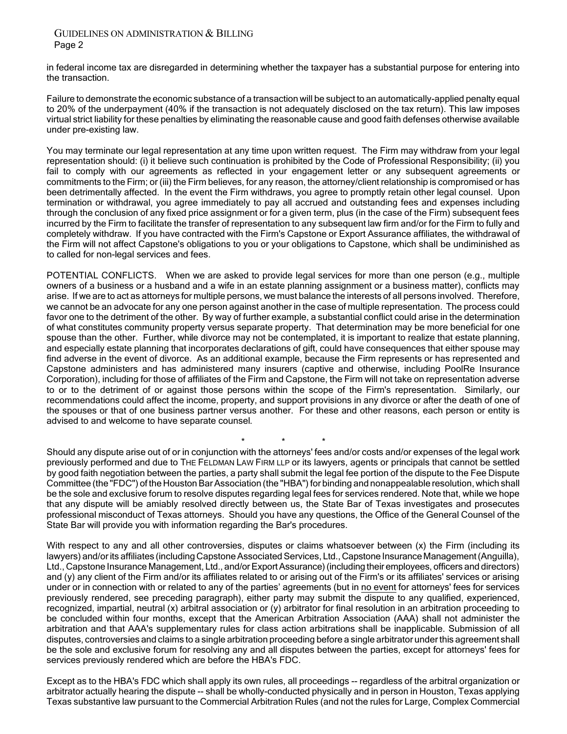in federal income tax are disregarded in determining whether the taxpayer has a substantial purpose for entering into the transaction.

Failure to demonstrate the economic substance of a transaction will be subject to an automatically-applied penalty equal to 20% of the underpayment (40% if the transaction is not adequately disclosed on the tax return). This law imposes virtual strict liability for these penalties by eliminating the reasonable cause and good faith defenses otherwise available under pre-existing law.

You may terminate our legal representation at any time upon written request. The Firm may withdraw from your legal representation should: (i) it believe such continuation is prohibited by the Code of Professional Responsibility; (ii) you fail to comply with our agreements as reflected in your engagement letter or any subsequent agreements or commitments to the Firm; or (iii) the Firm believes, for any reason, the attorney/client relationship is compromised or has been detrimentally affected. In the event the Firm withdraws, you agree to promptly retain other legal counsel. Upon termination or withdrawal, you agree immediately to pay all accrued and outstanding fees and expenses including through the conclusion of any fixed price assignment or for a given term, plus (in the case of the Firm) subsequent fees incurred by the Firm to facilitate the transfer of representation to any subsequent law firm and/or for the Firm to fully and completely withdraw. If you have contracted with the Firm's Capstone or Export Assurance affiliates, the withdrawal of the Firm will not affect Capstone's obligations to you or your obligations to Capstone, which shall be undiminished as to called for non-legal services and fees.

POTENTIAL CONFLICTS. When we are asked to provide legal services for more than one person (e.g., multiple owners of a business or a husband and a wife in an estate planning assignment or a business matter), conflicts may arise. If we are to act as attorneys for multiple persons, we must balance the interests of all persons involved. Therefore, we cannot be an advocate for any one person against another in the case of multiple representation. The process could favor one to the detriment of the other. By way of further example, a substantial conflict could arise in the determination of what constitutes community property versus separate property. That determination may be more beneficial for one spouse than the other. Further, while divorce may not be contemplated, it is important to realize that estate planning, and especially estate planning that incorporates declarations of gift, could have consequences that either spouse may find adverse in the event of divorce. As an additional example, because the Firm represents or has represented and Capstone administers and has administered many insurers (captive and otherwise, including PoolRe Insurance Corporation), including for those of affiliates of the Firm and Capstone, the Firm will not take on representation adverse to or to the detriment of or against those persons within the scope of the Firm's representation. Similarly, our recommendations could affect the income, property, and support provisions in any divorce or after the death of one of the spouses or that of one business partner versus another. For these and other reasons, each person or entity is advised to and welcome to have separate counsel.

\* \* \*

Should any dispute arise out of or in conjunction with the attorneys' fees and/or costs and/or expenses of the legal work previously performed and due to THE FELDMAN LAW FIRM LLP or its lawyers, agents or principals that cannot be settled by good faith negotiation between the parties, a party shall submit the legal fee portion of the dispute to the Fee Dispute Committee (the "FDC") of the Houston Bar Association (the "HBA") for binding and nonappealable resolution, which shall be the sole and exclusive forum to resolve disputes regarding legal fees for services rendered. Note that, while we hope that any dispute will be amiably resolved directly between us, the State Bar of Texas investigates and prosecutes professional misconduct of Texas attorneys. Should you have any questions, the Office of the General Counsel of the State Bar will provide you with information regarding the Bar's procedures.

With respect to any and all other controversies, disputes or claims whatsoever between (x) the Firm (including its lawyers) and/or its affiliates (including Capstone Associated Services, Ltd., Capstone Insurance Management (Anguilla), Ltd., Capstone Insurance Management, Ltd., and/or Export Assurance) (including their employees, officers and directors) and (y) any client of the Firm and/or its affiliates related to or arising out of the Firm's or its affiliates' services or arising under or in connection with or related to any of the parties' agreements (but in no event for attorneys' fees for services previously rendered, see preceding paragraph), either party may submit the dispute to any qualified, experienced, recognized, impartial, neutral (x) arbitral association or (y) arbitrator for final resolution in an arbitration proceeding to be concluded within four months, except that the American Arbitration Association (AAA) shall not administer the arbitration and that AAA's supplementary rules for class action arbitrations shall be inapplicable. Submission of all disputes, controversies and claims to a single arbitration proceeding before a single arbitrator under this agreement shall be the sole and exclusive forum for resolving any and all disputes between the parties, except for attorneys' fees for services previously rendered which are before the HBA's FDC.

Except as to the HBA's FDC which shall apply its own rules, all proceedings -- regardless of the arbitral organization or arbitrator actually hearing the dispute -- shall be wholly-conducted physically and in person in Houston, Texas applying Texas substantive law pursuant to the Commercial Arbitration Rules (and not the rules for Large, Complex Commercial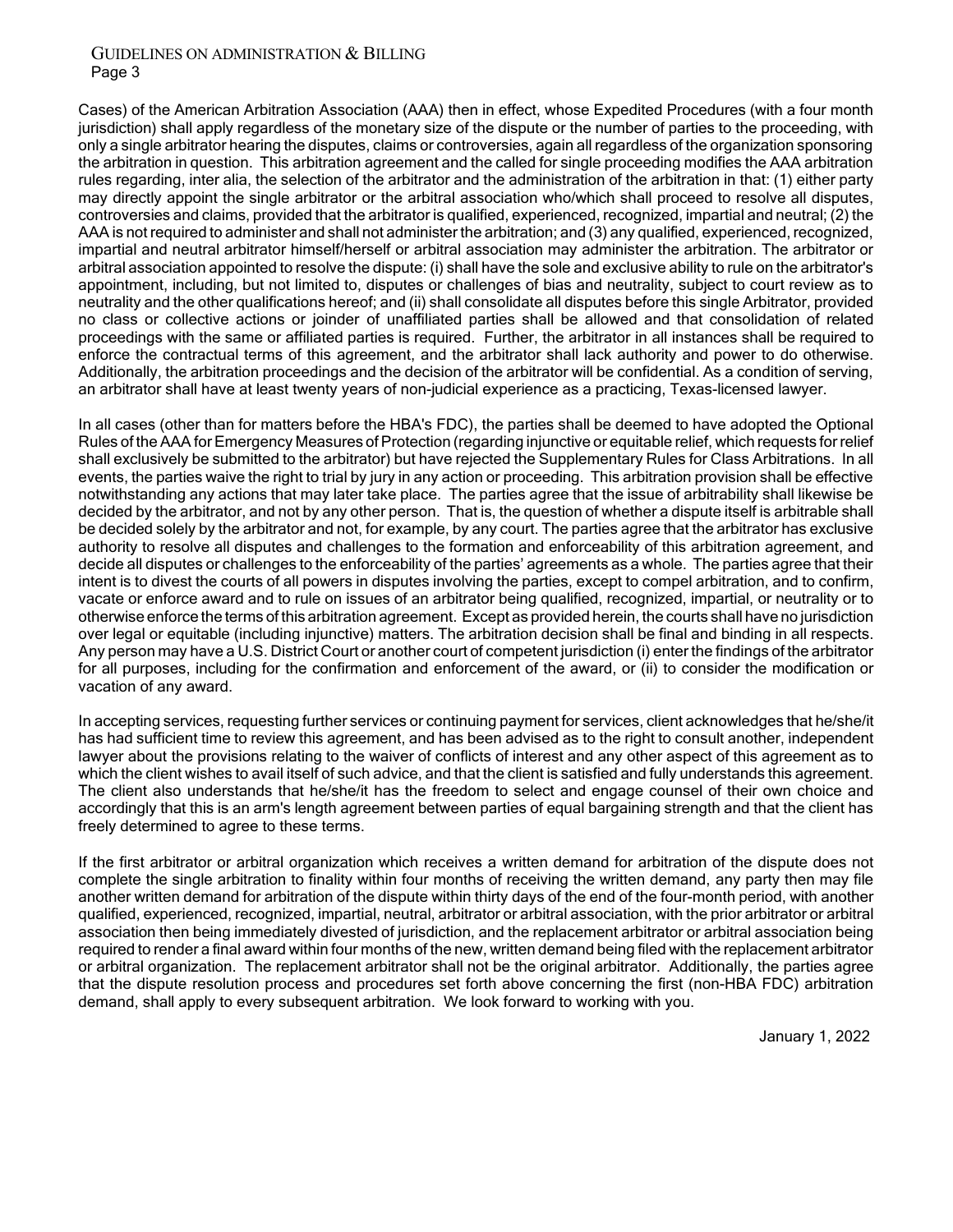Cases) of the American Arbitration Association (AAA) then in effect, whose Expedited Procedures (with a four month jurisdiction) shall apply regardless of the monetary size of the dispute or the number of parties to the proceeding, with only a single arbitrator hearing the disputes, claims or controversies, again all regardless of the organization sponsoring the arbitration in question. This arbitration agreement and the called for single proceeding modifies the AAA arbitration rules regarding, inter alia, the selection of the arbitrator and the administration of the arbitration in that: (1) either party may directly appoint the single arbitrator or the arbitral association who/which shall proceed to resolve all disputes, controversies and claims, provided that the arbitrator is qualified, experienced, recognized, impartial and neutral; (2) the AAA is not required to administer and shall not administer the arbitration; and (3) any qualified, experienced, recognized, impartial and neutral arbitrator himself/herself or arbitral association may administer the arbitration. The arbitrator or arbitral association appointed to resolve the dispute: (i) shall have the sole and exclusive ability to rule on the arbitrator's appointment, including, but not limited to, disputes or challenges of bias and neutrality, subject to court review as to neutrality and the other qualifications hereof; and (ii) shall consolidate all disputes before this single Arbitrator, provided no class or collective actions or joinder of unaffiliated parties shall be allowed and that consolidation of related proceedings with the same or affiliated parties is required. Further, the arbitrator in all instances shall be required to enforce the contractual terms of this agreement, and the arbitrator shall lack authority and power to do otherwise. Additionally, the arbitration proceedings and the decision of the arbitrator will be confidential. As a condition of serving, an arbitrator shall have at least twenty years of non-judicial experience as a practicing, Texas-licensed lawyer.

In all cases (other than for matters before the HBA's FDC), the parties shall be deemed to have adopted the Optional Rules of the AAA for Emergency Measures of Protection (regarding injunctive or equitable relief, which requests for relief shall exclusively be submitted to the arbitrator) but have rejected the Supplementary Rules for Class Arbitrations. In all events, the parties waive the right to trial by jury in any action or proceeding. This arbitration provision shall be effective notwithstanding any actions that may later take place. The parties agree that the issue of arbitrability shall likewise be decided by the arbitrator, and not by any other person. That is, the question of whether a dispute itself is arbitrable shall be decided solely by the arbitrator and not, for example, by any court. The parties agree that the arbitrator has exclusive authority to resolve all disputes and challenges to the formation and enforceability of this arbitration agreement, and decide all disputes or challenges to the enforceability of the parties' agreements as a whole. The parties agree that their intent is to divest the courts of all powers in disputes involving the parties, except to compel arbitration, and to confirm, vacate or enforce award and to rule on issues of an arbitrator being qualified, recognized, impartial, or neutrality or to otherwise enforce the terms of this arbitration agreement. Except as provided herein, the courts shall have no jurisdiction over legal or equitable (including injunctive) matters. The arbitration decision shall be final and binding in all respects. Any person may have a U.S. District Court or another court of competent jurisdiction (i) enter the findings of the arbitrator for all purposes, including for the confirmation and enforcement of the award, or (ii) to consider the modification or vacation of any award.

In accepting services, requesting further services or continuing payment for services, client acknowledges that he/she/it has had sufficient time to review this agreement, and has been advised as to the right to consult another, independent lawyer about the provisions relating to the waiver of conflicts of interest and any other aspect of this agreement as to which the client wishes to avail itself of such advice, and that the client is satisfied and fully understands this agreement. The client also understands that he/she/it has the freedom to select and engage counsel of their own choice and accordingly that this is an arm's length agreement between parties of equal bargaining strength and that the client has freely determined to agree to these terms.

If the first arbitrator or arbitral organization which receives a written demand for arbitration of the dispute does not complete the single arbitration to finality within four months of receiving the written demand, any party then may file another written demand for arbitration of the dispute within thirty days of the end of the four-month period, with another qualified, experienced, recognized, impartial, neutral, arbitrator or arbitral association, with the prior arbitrator or arbitral association then being immediately divested of jurisdiction, and the replacement arbitrator or arbitral association being required to render a final award within four months of the new, written demand being filed with the replacement arbitrator or arbitral organization. The replacement arbitrator shall not be the original arbitrator. Additionally, the parties agree that the dispute resolution process and procedures set forth above concerning the first (non-HBA FDC) arbitration demand, shall apply to every subsequent arbitration. We look forward to working with you.

January 1, 2022